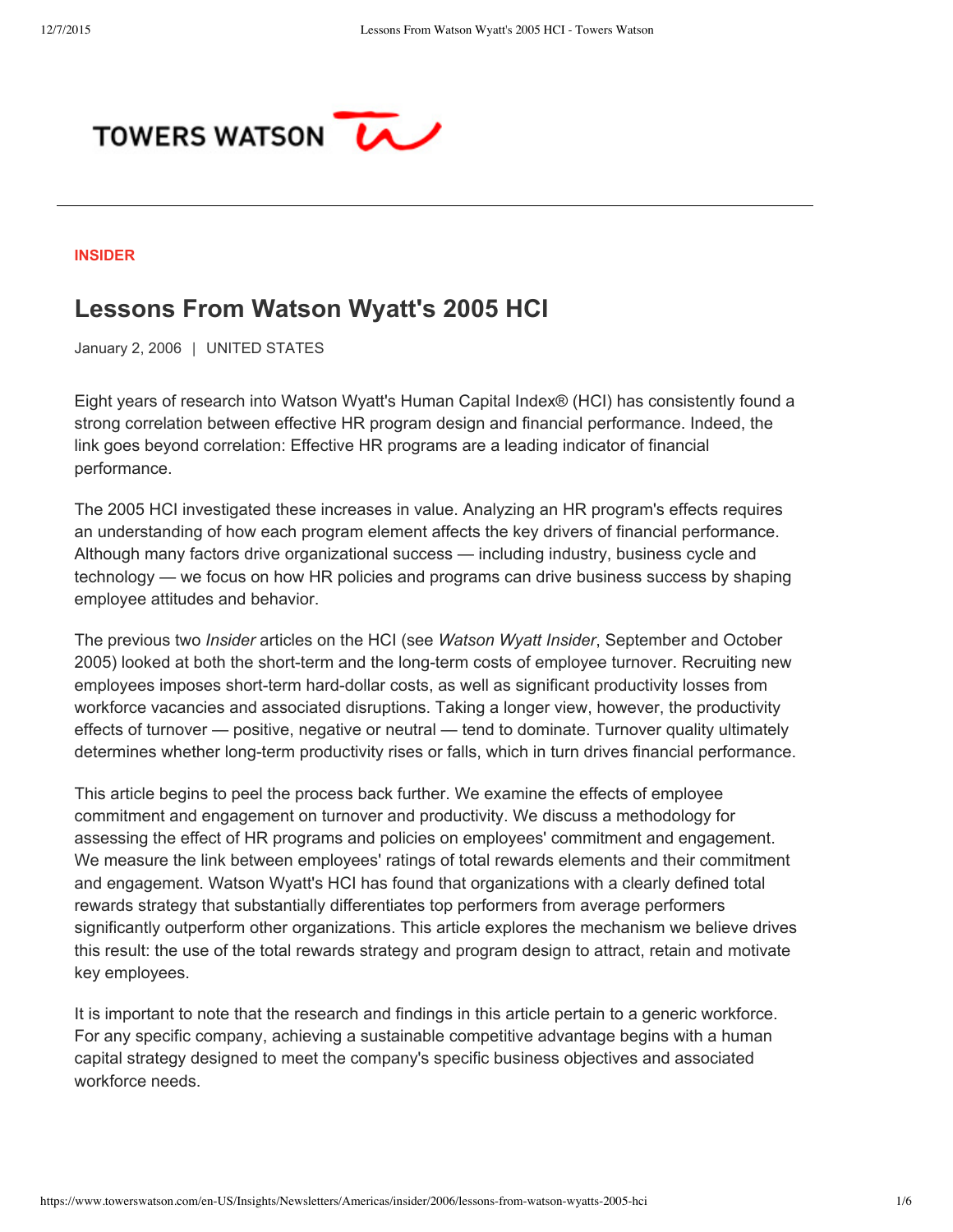TOWERS WATSON

INSIDER

# Lessons From Watson Wyatt's 2005 HCI

January 2, 2006 | UNITED STATES

Eight years of research into Watson Wyatt's Human Capital Index® (HCI) has consistently found a strong correlation between effective HR program design and financial performance. Indeed, the link goes beyond correlation: Effective HR programs are a leading indicator of financial performance.

The 2005 HCI investigated these increases in value. Analyzing an HR program's effects requires an understanding of how each program element affects the key drivers of financial performance. Although many factors drive organizational success — including industry, business cycle and technology — we focus on how HR policies and programs can drive business success by shaping employee attitudes and behavior.

The previous two *Insider* articles on the HCI (see *Watson Wyatt Insider*, September and October 2005) looked at both the short-term and the long-term costs of employee turnover. Recruiting new employees imposes short-term hard-dollar costs, as well as significant productivity losses from workforce vacancies and associated disruptions. Taking a longer view, however, the productivity effects of turnover — positive, negative or neutral — tend to dominate. Turnover quality ultimately determines whether long-term productivity rises or falls, which in turn drives financial performance.

This article begins to peel the process back further. We examine the effects of employee commitment and engagement on turnover and productivity. We discuss a methodology for assessing the effect of HR programs and policies on employees' commitment and engagement. We measure the link between employees' ratings of total rewards elements and their commitment and engagement. Watson Wyatt's HCI has found that organizations with a clearly defined total rewards strategy that substantially differentiates top performers from average performers significantly outperform other organizations. This article explores the mechanism we believe drives this result: the use of the total rewards strategy and program design to attract, retain and motivate key employees.

It is important to note that the research and findings in this article pertain to a generic workforce. For any specific company, achieving a sustainable competitive advantage begins with a human capital strategy designed to meet the company's specific business objectives and associated workforce needs.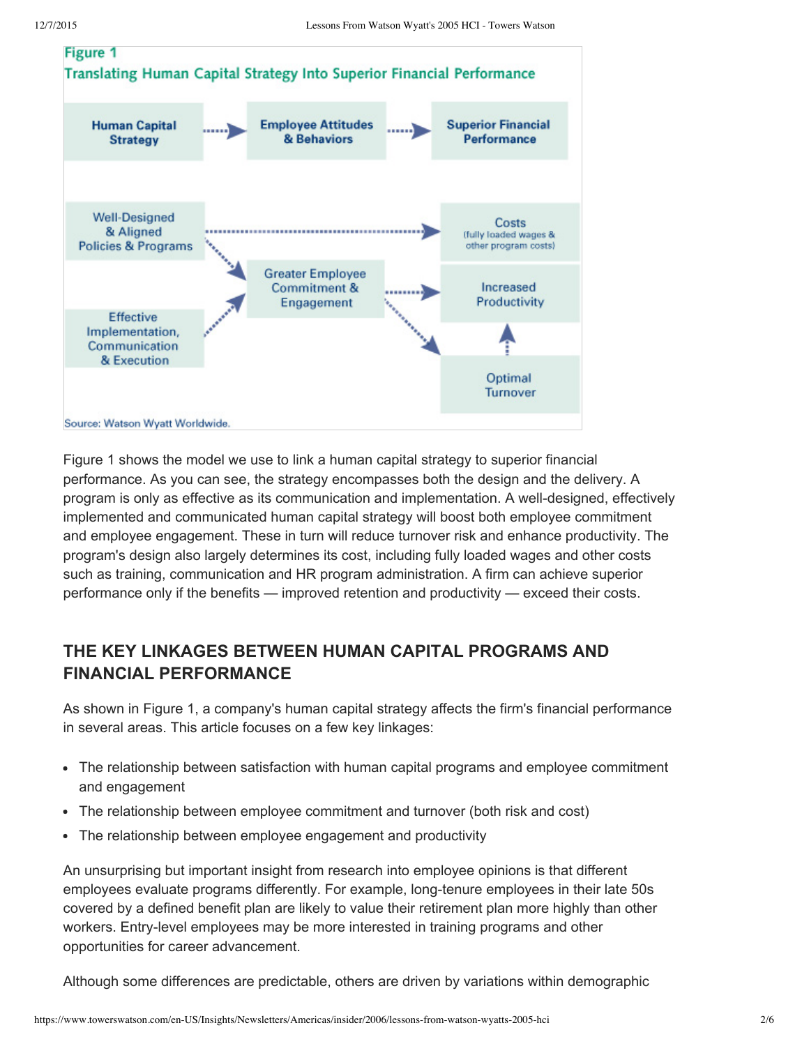**Figure 1**

**Translating Human Capital Strategy Into Superior Financial Performance**

Human Capital Strategy → Employee Attitudes & Behaviors → Superior Financial Performance

Well-Designed & Aligned Policies & Programs → Costs (fully loaded wages & other program costs)

Well-Designed & Aligned Policies & Programs → Greater Employee Commitment & Engagement

Effective Implementation, Communication & Execution → Greater Employee Commitment & Engagement

Greater Employee Commitment & Engagement → Increased Productivity

Greater Employee Commitment & Engagement → Optimal Turnover

Optimal Turnover → Increased Productivity

Source: Watson Wyatt Worldwide.

Figure 1 shows the model we use to link a human capital strategy to superior financial performance. As you can see, the strategy encompasses both the design and the delivery. A program is only as effective as its communication and implementation. A well-designed, effectively implemented and communicated human capital strategy will boost both employee commitment and employee engagement. These in turn will reduce turnover risk and enhance productivity. The program's design also largely determines its cost, including fully loaded wages and other costs such as training, communication and HR program administration. A firm can achieve superior performance only if the benefits — improved retention and productivity — exceed their costs.

## THE KEY LINKAGES BETWEEN HUMAN CAPITAL PROGRAMS AND FINANCIAL PERFORMANCE

As shown in Figure 1, a company's human capital strategy affects the firm's financial performance in several areas. This article focuses on a few key linkages:

- The relationship between satisfaction with human capital programs and employee commitment and engagement
- The relationship between employee commitment and turnover (both risk and cost)
- The relationship between employee engagement and productivity

An unsurprising but important insight from research into employee opinions is that different employees evaluate programs differently. For example, long-tenure employees in their late 50s covered by a defined benefit plan are likely to value their retirement plan more highly than other workers. Entry-level employees may be more interested in training programs and other opportunities for career advancement.

Although some differences are predictable, others are driven by variations within demographic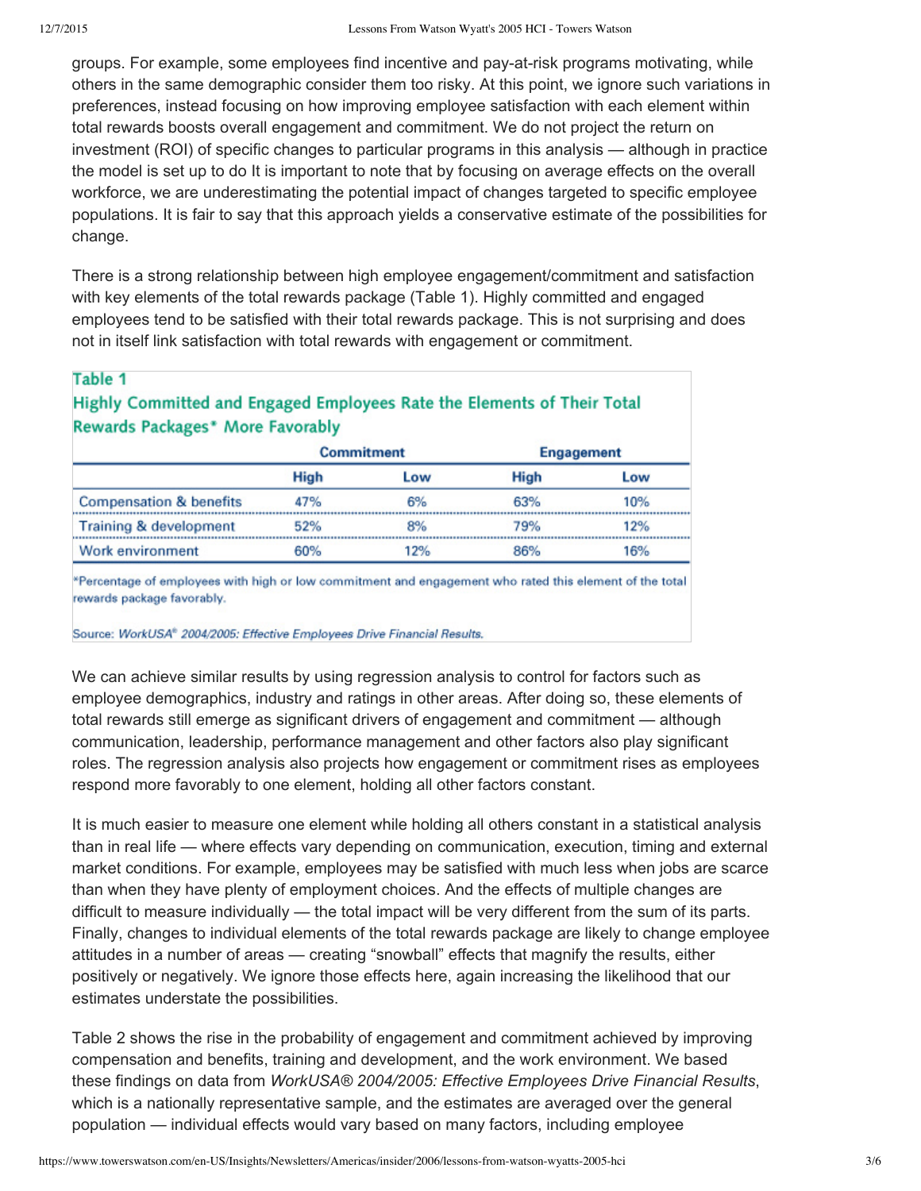groups. For example, some employees find incentive and pay-at-risk programs motivating, while others in the same demographic consider them too risky. At this point, we ignore such variations in preferences, instead focusing on how improving employee satisfaction with each element within total rewards boosts overall engagement and commitment. We do not project the return on investment (ROI) of specific changes to particular programs in this analysis — although in practice the model is set up to do It is important to note that by focusing on average effects on the overall workforce, we are underestimating the potential impact of changes targeted to specific employee populations. It is fair to say that this approach yields a conservative estimate of the possibilities for change.

There is a strong relationship between high employee engagement/commitment and satisfaction with key elements of the total rewards package (Table 1). Highly committed and engaged employees tend to be satisfied with their total rewards package. This is not surprising and does not in itself link satisfaction with total rewards with engagement or commitment.

**Table 1**

**Highly Committed and Engaged Employees Rate the Elements of Their Total Rewards Packages* More Favorably**

| | Commitment | | Engagement | |
|---|---|---|---|---|
| | High | Low | High | Low |
| Compensation & benefits | 47% | 6% | 63% | 10% |
| Training & development | 52% | 8% | 79% | 12% |
| Work environment | 60% | 12% | 86% | 16% |

*Percentage of employees with high or low commitment and engagement who rated this element of the total rewards package favorably.

Source: *WorkUSA® 2004/2005: Effective Employees Drive Financial Results.*

We can achieve similar results by using regression analysis to control for factors such as employee demographics, industry and ratings in other areas. After doing so, these elements of total rewards still emerge as significant drivers of engagement and commitment — although communication, leadership, performance management and other factors also play significant roles. The regression analysis also projects how engagement or commitment rises as employees respond more favorably to one element, holding all other factors constant.

It is much easier to measure one element while holding all others constant in a statistical analysis than in real life — where effects vary depending on communication, execution, timing and external market conditions. For example, employees may be satisfied with much less when jobs are scarce than when they have plenty of employment choices. And the effects of multiple changes are difficult to measure individually — the total impact will be very different from the sum of its parts. Finally, changes to individual elements of the total rewards package are likely to change employee attitudes in a number of areas — creating "snowball" effects that magnify the results, either positively or negatively. We ignore those effects here, again increasing the likelihood that our estimates understate the possibilities.

Table 2 shows the rise in the probability of engagement and commitment achieved by improving compensation and benefits, training and development, and the work environment. We based these findings on data from *WorkUSA® 2004/2005: Effective Employees Drive Financial Results*, which is a nationally representative sample, and the estimates are averaged over the general population — individual effects would vary based on many factors, including employee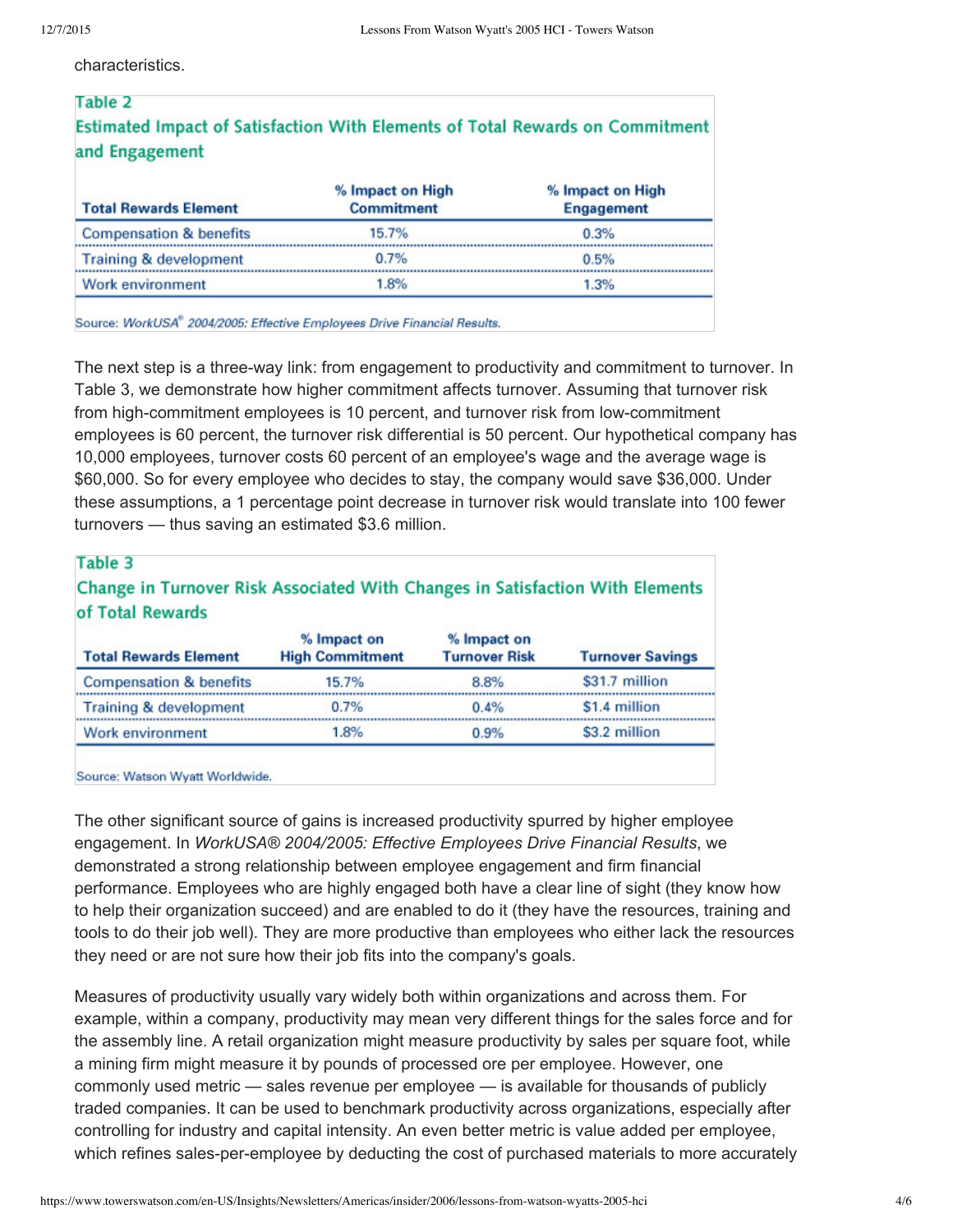characteristics.

**Table 2**

**Estimated Impact of Satisfaction With Elements of Total Rewards on Commitment and Engagement**

| Total Rewards Element | % Impact on High Commitment | % Impact on High Engagement |
|---|---|---|
| Compensation & benefits | 15.7% | 0.3% |
| Training & development | 0.7% | 0.5% |
| Work environment | 1.8% | 1.3% |

Source: *WorkUSA® 2004/2005: Effective Employees Drive Financial Results.*

The next step is a three-way link: from engagement to productivity and commitment to turnover. In Table 3, we demonstrate how higher commitment affects turnover. Assuming that turnover risk from high-commitment employees is 10 percent, and turnover risk from low-commitment employees is 60 percent, the turnover risk differential is 50 percent. Our hypothetical company has 10,000 employees, turnover costs 60 percent of an employee's wage and the average wage is $60,000. So for every employee who decides to stay, the company would save $36,000. Under these assumptions, a 1 percentage point decrease in turnover risk would translate into 100 fewer turnovers — thus saving an estimated $3.6 million.

**Table 3**

**Change in Turnover Risk Associated With Changes in Satisfaction With Elements of Total Rewards**

| Total Rewards Element | % Impact on High Commitment | % Impact on Turnover Risk | Turnover Savings |
|---|---|---|---|
| Compensation & benefits | 15.7% | 8.8% | $31.7 million |
| Training & development | 0.7% | 0.4% | $1.4 million |
| Work environment | 1.8% | 0.9% | $3.2 million |

Source: Watson Wyatt Worldwide.

The other significant source of gains is increased productivity spurred by higher employee engagement. In *WorkUSA® 2004/2005: Effective Employees Drive Financial Results*, we demonstrated a strong relationship between employee engagement and firm financial performance. Employees who are highly engaged both have a clear line of sight (they know how to help their organization succeed) and are enabled to do it (they have the resources, training and tools to do their job well). They are more productive than employees who either lack the resources they need or are not sure how their job fits into the company's goals.

Measures of productivity usually vary widely both within organizations and across them. For example, within a company, productivity may mean very different things for the sales force and for the assembly line. A retail organization might measure productivity by sales per square foot, while a mining firm might measure it by pounds of processed ore per employee. However, one commonly used metric — sales revenue per employee — is available for thousands of publicly traded companies. It can be used to benchmark productivity across organizations, especially after controlling for industry and capital intensity. An even better metric is value added per employee, which refines sales-per-employee by deducting the cost of purchased materials to more accurately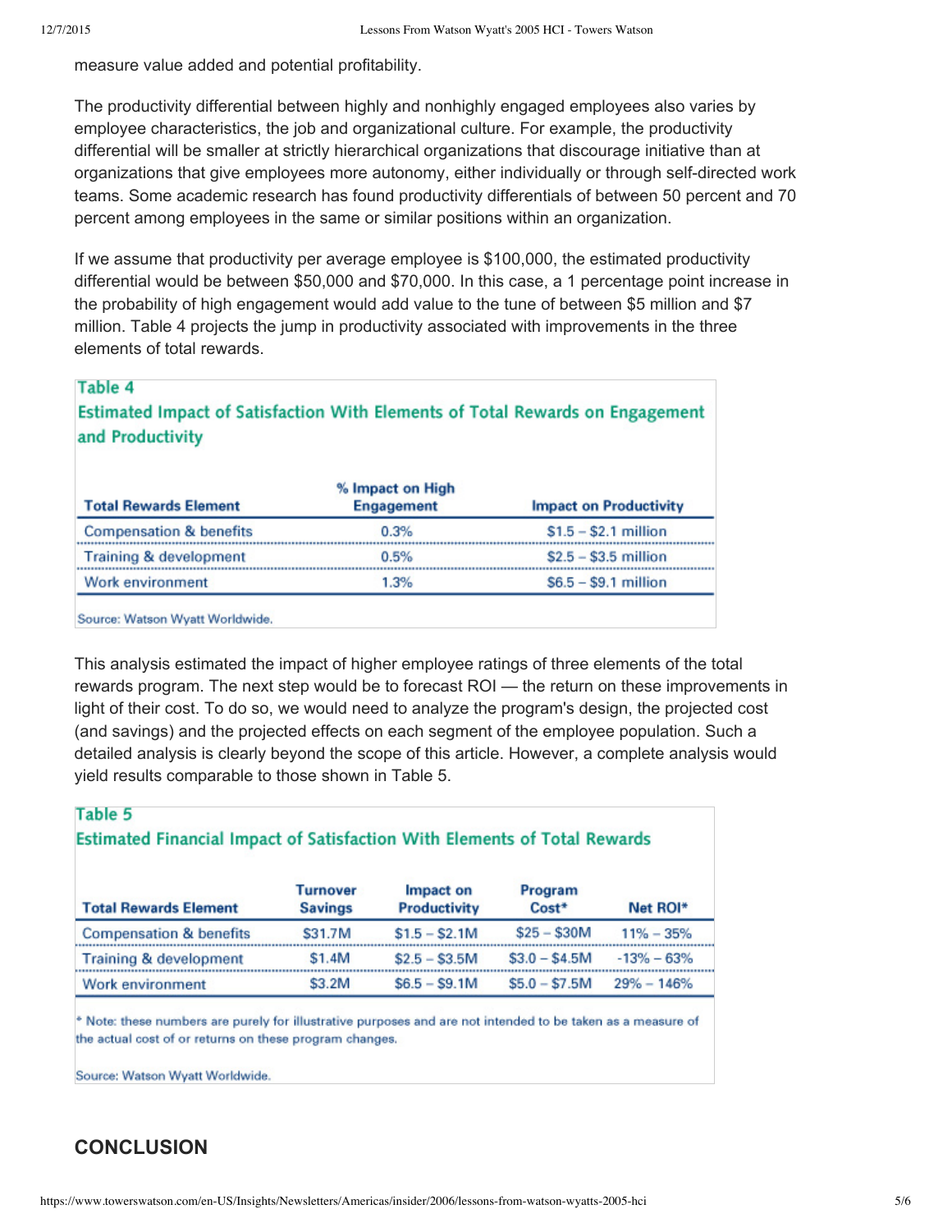measure value added and potential profitability.

The productivity differential between highly and nonhighly engaged employees also varies by employee characteristics, the job and organizational culture. For example, the productivity differential will be smaller at strictly hierarchical organizations that discourage initiative than at organizations that give employees more autonomy, either individually or through self-directed work teams. Some academic research has found productivity differentials of between 50 percent and 70 percent among employees in the same or similar positions within an organization.

If we assume that productivity per average employee is $100,000, the estimated productivity differential would be between $50,000 and $70,000. In this case, a 1 percentage point increase in the probability of high engagement would add value to the tune of between $5 million and $7 million. Table 4 projects the jump in productivity associated with improvements in the three elements of total rewards.

**Table 4**

**Estimated Impact of Satisfaction With Elements of Total Rewards on Engagement and Productivity**

| Total Rewards Element | % Impact on High Engagement | Impact on Productivity |
|---|---|---|
| Compensation & benefits | 0.3% | $1.5 – $2.1 million |
| Training & development | 0.5% | $2.5 – $3.5 million |
| Work environment | 1.3% | $6.5 – $9.1 million |

Source: Watson Wyatt Worldwide.

This analysis estimated the impact of higher employee ratings of three elements of the total rewards program. The next step would be to forecast ROI — the return on these improvements in light of their cost. To do so, we would need to analyze the program's design, the projected cost (and savings) and the projected effects on each segment of the employee population. Such a detailed analysis is clearly beyond the scope of this article. However, a complete analysis would yield results comparable to those shown in Table 5.

**Table 5**

**Estimated Financial Impact of Satisfaction With Elements of Total Rewards**

| Total Rewards Element | Turnover Savings | Impact on Productivity | Program Cost* | Net ROI* |
|---|---|---|---|---|
| Compensation & benefits | $31.7M | $1.5 – $2.1M | $25 – $30M | 11% – 35% |
| Training & development | $1.4M | $2.5 – $3.5M | $3.0 – $4.5M | -13% – 63% |
| Work environment | $3.2M | $6.5 – $9.1M | $5.0 – $7.5M | 29% – 146% |

* Note: these numbers are purely for illustrative purposes and are not intended to be taken as a measure of the actual cost of or returns on these program changes.

Source: Watson Wyatt Worldwide.

## CONCLUSION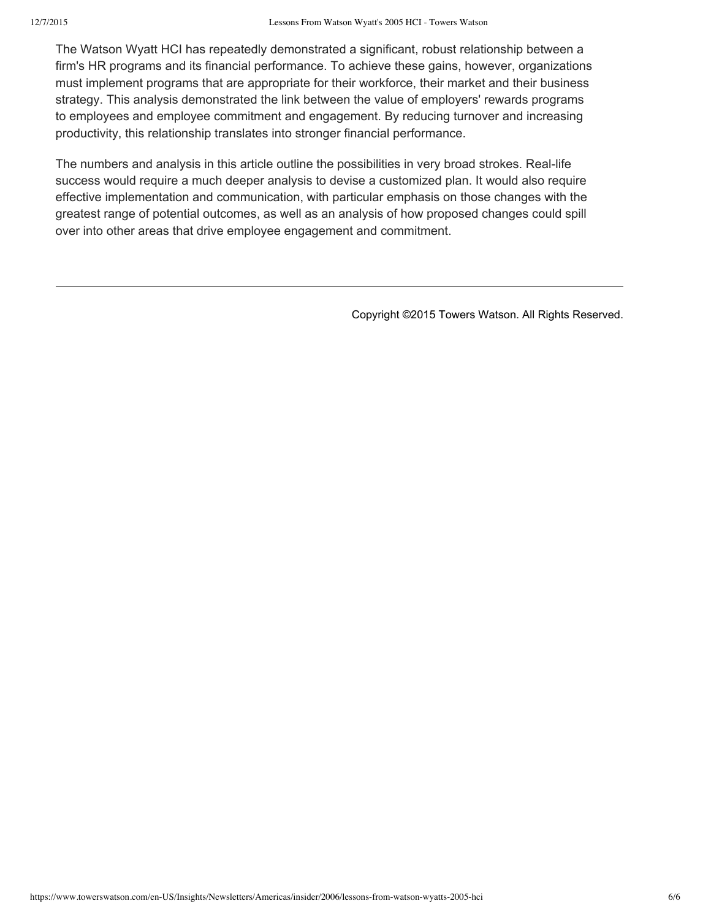The Watson Wyatt HCI has repeatedly demonstrated a significant, robust relationship between a firm's HR programs and its financial performance. To achieve these gains, however, organizations must implement programs that are appropriate for their workforce, their market and their business strategy. This analysis demonstrated the link between the value of employers' rewards programs to employees and employee commitment and engagement. By reducing turnover and increasing productivity, this relationship translates into stronger financial performance.

The numbers and analysis in this article outline the possibilities in very broad strokes. Real-life success would require a much deeper analysis to devise a customized plan. It would also require effective implementation and communication, with particular emphasis on those changes with the greatest range of potential outcomes, as well as an analysis of how proposed changes could spill over into other areas that drive employee engagement and commitment.

---

Copyright ©2015 Towers Watson. All Rights Reserved.